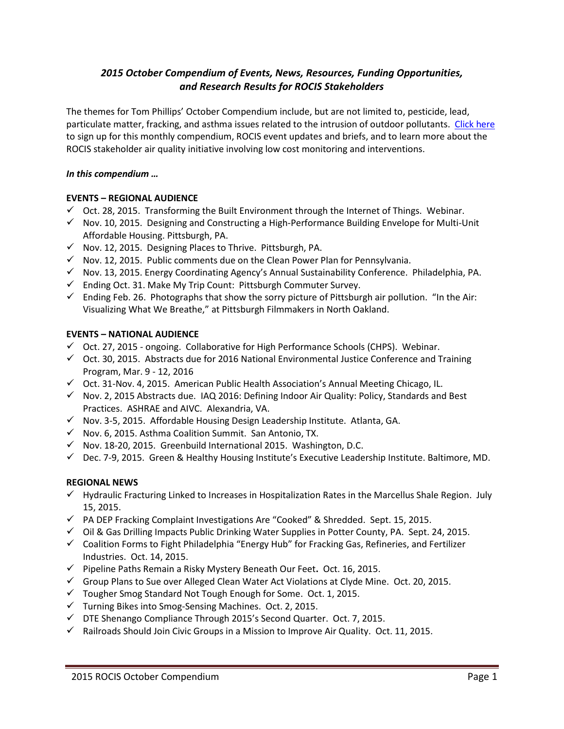# *2015 October Compendium of Events, News, Resources, Funding Opportunities, and Research Results for ROCIS Stakeholders*

The themes for Tom Phillips' October Compendium include, but are not limited to, pesticide, lead, particulate matter, fracking, and asthma issues related to the intrusion of outdoor pollutants. Click here to sign up for this monthly compendium, ROCIS event updates and briefs, and to learn more about the ROCIS stakeholder air quality initiative involving low cost monitoring and interventions.

***In this compendium …***

**EVENTS – REGIONAL AUDIENCE**

- ✓ Oct. 28, 2015. Transforming the Built Environment through the Internet of Things. Webinar.
- ✓ Nov. 10, 2015. Designing and Constructing a High-Performance Building Envelope for Multi-Unit Affordable Housing. Pittsburgh, PA.
- ✓ Nov. 12, 2015. Designing Places to Thrive. Pittsburgh, PA.
- ✓ Nov. 12, 2015. Public comments due on the Clean Power Plan for Pennsylvania.
- ✓ Nov. 13, 2015. Energy Coordinating Agency's Annual Sustainability Conference. Philadelphia, PA.
- ✓ Ending Oct. 31. Make My Trip Count: Pittsburgh Commuter Survey.
- ✓ Ending Feb. 26. Photographs that show the sorry picture of Pittsburgh air pollution. "In the Air: Visualizing What We Breathe," at Pittsburgh Filmmakers in North Oakland.

**EVENTS – NATIONAL AUDIENCE**

- ✓ Oct. 27, 2015 - ongoing. Collaborative for High Performance Schools (CHPS). Webinar.
- ✓ Oct. 30, 2015. Abstracts due for 2016 National Environmental Justice Conference and Training Program, Mar. 9 - 12, 2016
- ✓ Oct. 31-Nov. 4, 2015. American Public Health Association's Annual Meeting Chicago, IL.
- ✓ Nov. 2, 2015 Abstracts due. IAQ 2016: Defining Indoor Air Quality: Policy, Standards and Best Practices. ASHRAE and AIVC. Alexandria, VA.
- ✓ Nov. 3-5, 2015. Affordable Housing Design Leadership Institute. Atlanta, GA.
- ✓ Nov. 6, 2015. Asthma Coalition Summit. San Antonio, TX.
- ✓ Nov. 18-20, 2015. Greenbuild International 2015. Washington, D.C.
- ✓ Dec. 7-9, 2015. Green & Healthy Housing Institute's Executive Leadership Institute. Baltimore, MD.

**REGIONAL NEWS**

- ✓ Hydraulic Fracturing Linked to Increases in Hospitalization Rates in the Marcellus Shale Region. July 15, 2015.
- ✓ PA DEP Fracking Complaint Investigations Are "Cooked" & Shredded. Sept. 15, 2015.
- ✓ Oil & Gas Drilling Impacts Public Drinking Water Supplies in Potter County, PA. Sept. 24, 2015.
- ✓ Coalition Forms to Fight Philadelphia "Energy Hub" for Fracking Gas, Refineries, and Fertilizer Industries. Oct. 14, 2015.
- ✓ Pipeline Paths Remain a Risky Mystery Beneath Our Feet**.** Oct. 16, 2015.
- ✓ Group Plans to Sue over Alleged Clean Water Act Violations at Clyde Mine. Oct. 20, 2015.
- ✓ Tougher Smog Standard Not Tough Enough for Some. Oct. 1, 2015.
- ✓ Turning Bikes into Smog-Sensing Machines. Oct. 2, 2015.
- ✓ DTE Shenango Compliance Through 2015's Second Quarter. Oct. 7, 2015.
- ✓ Railroads Should Join Civic Groups in a Mission to Improve Air Quality. Oct. 11, 2015.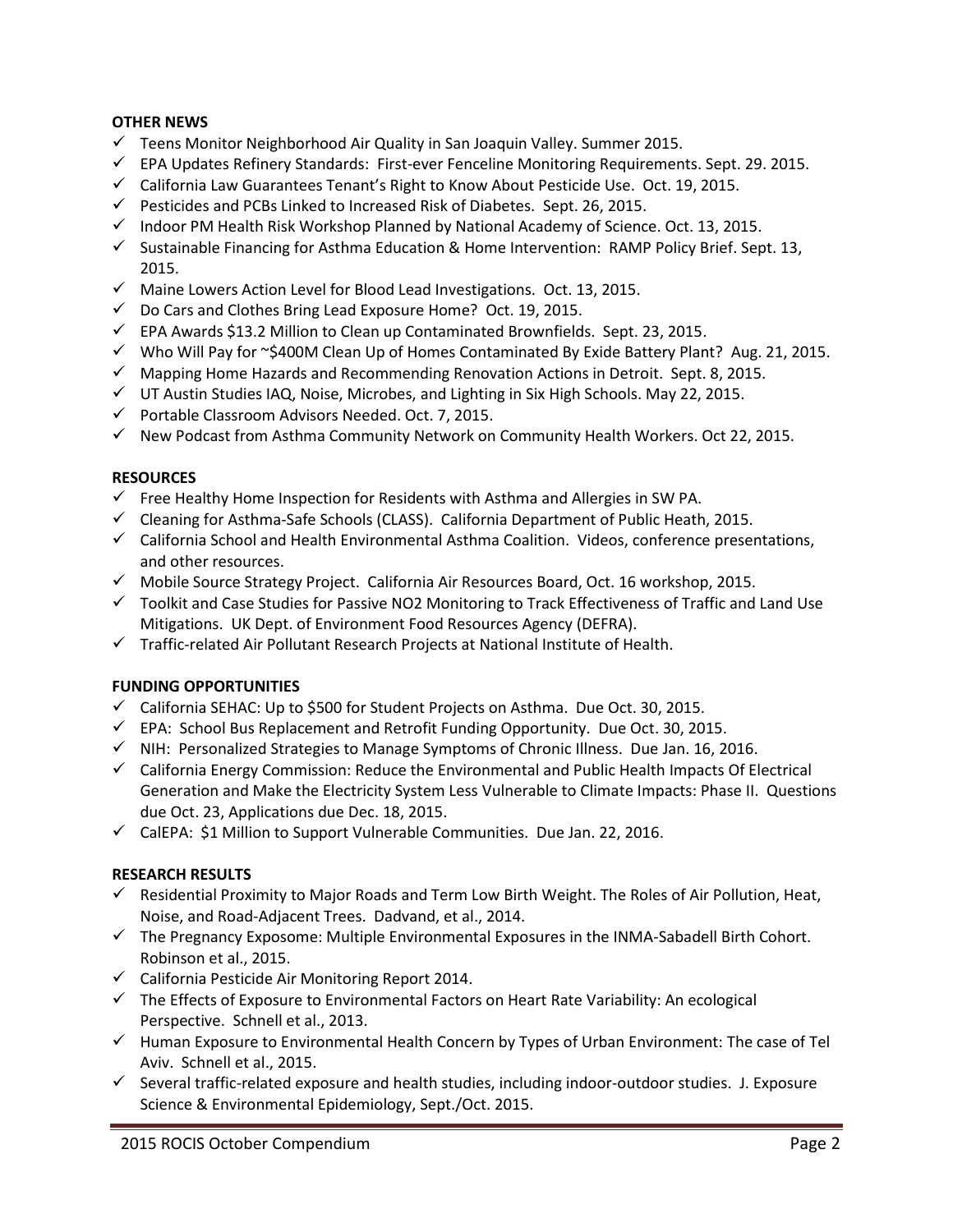**OTHER NEWS**

- ✓ Teens Monitor Neighborhood Air Quality in San Joaquin Valley. Summer 2015.
- ✓ EPA Updates Refinery Standards: First-ever Fenceline Monitoring Requirements. Sept. 29. 2015.
- ✓ California Law Guarantees Tenant's Right to Know About Pesticide Use. Oct. 19, 2015.
- ✓ Pesticides and PCBs Linked to Increased Risk of Diabetes. Sept. 26, 2015.
- ✓ Indoor PM Health Risk Workshop Planned by National Academy of Science. Oct. 13, 2015.
- ✓ Sustainable Financing for Asthma Education & Home Intervention: RAMP Policy Brief. Sept. 13, 2015.
- ✓ Maine Lowers Action Level for Blood Lead Investigations. Oct. 13, 2015.
- ✓ Do Cars and Clothes Bring Lead Exposure Home? Oct. 19, 2015.
- ✓ EPA Awards $13.2 Million to Clean up Contaminated Brownfields. Sept. 23, 2015.
- ✓ Who Will Pay for ~$400M Clean Up of Homes Contaminated By Exide Battery Plant? Aug. 21, 2015.
- ✓ Mapping Home Hazards and Recommending Renovation Actions in Detroit. Sept. 8, 2015.
- ✓ UT Austin Studies IAQ, Noise, Microbes, and Lighting in Six High Schools. May 22, 2015.
- ✓ Portable Classroom Advisors Needed. Oct. 7, 2015.
- ✓ New Podcast from Asthma Community Network on Community Health Workers. Oct 22, 2015.

**RESOURCES**

- ✓ Free Healthy Home Inspection for Residents with Asthma and Allergies in SW PA.
- ✓ Cleaning for Asthma-Safe Schools (CLASS). California Department of Public Heath, 2015.
- ✓ California School and Health Environmental Asthma Coalition. Videos, conference presentations, and other resources.
- ✓ Mobile Source Strategy Project. California Air Resources Board, Oct. 16 workshop, 2015.
- ✓ Toolkit and Case Studies for Passive NO2 Monitoring to Track Effectiveness of Traffic and Land Use Mitigations. UK Dept. of Environment Food Resources Agency (DEFRA).
- ✓ Traffic-related Air Pollutant Research Projects at National Institute of Health.

**FUNDING OPPORTUNITIES**

- ✓ California SEHAC: Up to $500 for Student Projects on Asthma. Due Oct. 30, 2015.
- ✓ EPA: School Bus Replacement and Retrofit Funding Opportunity. Due Oct. 30, 2015.
- ✓ NIH: Personalized Strategies to Manage Symptoms of Chronic Illness. Due Jan. 16, 2016.
- ✓ California Energy Commission: Reduce the Environmental and Public Health Impacts Of Electrical Generation and Make the Electricity System Less Vulnerable to Climate Impacts: Phase II. Questions due Oct. 23, Applications due Dec. 18, 2015.
- ✓ CalEPA: $1 Million to Support Vulnerable Communities. Due Jan. 22, 2016.

**RESEARCH RESULTS**

- ✓ Residential Proximity to Major Roads and Term Low Birth Weight. The Roles of Air Pollution, Heat, Noise, and Road-Adjacent Trees. Dadvand, et al., 2014.
- ✓ The Pregnancy Exposome: Multiple Environmental Exposures in the INMA-Sabadell Birth Cohort. Robinson et al., 2015.
- ✓ California Pesticide Air Monitoring Report 2014.
- ✓ The Effects of Exposure to Environmental Factors on Heart Rate Variability: An ecological Perspective. Schnell et al., 2013.
- ✓ Human Exposure to Environmental Health Concern by Types of Urban Environment: The case of Tel Aviv. Schnell et al., 2015.
- ✓ Several traffic-related exposure and health studies, including indoor-outdoor studies. J. Exposure Science & Environmental Epidemiology, Sept./Oct. 2015.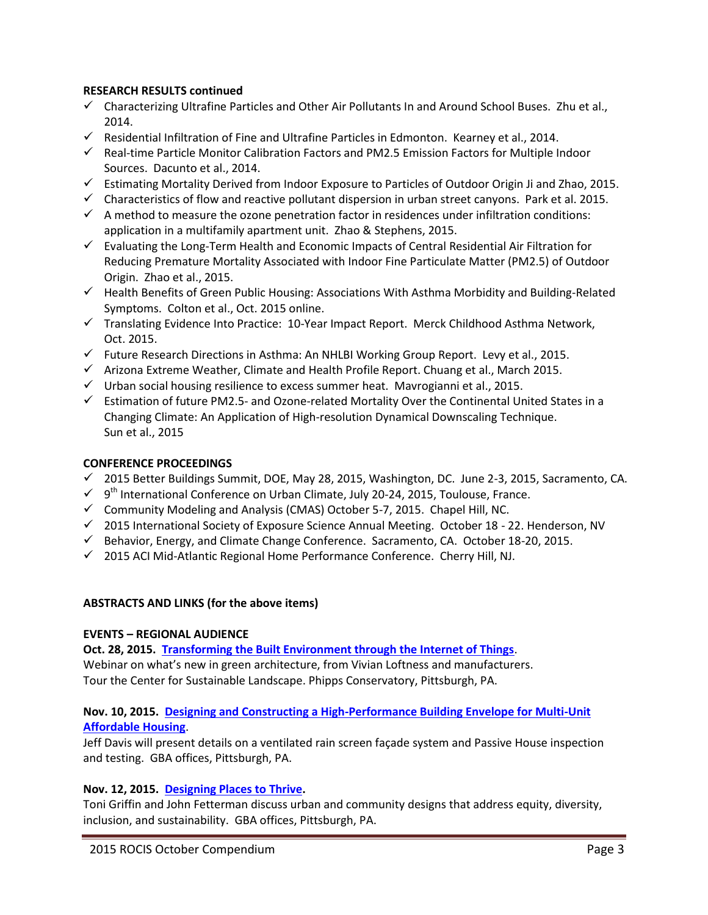**RESEARCH RESULTS continued**

- ✓ Characterizing Ultrafine Particles and Other Air Pollutants In and Around School Buses. Zhu et al., 2014.
- ✓ Residential Infiltration of Fine and Ultrafine Particles in Edmonton. Kearney et al., 2014.
- ✓ Real-time Particle Monitor Calibration Factors and PM2.5 Emission Factors for Multiple Indoor Sources. Dacunto et al., 2014.
- ✓ Estimating Mortality Derived from Indoor Exposure to Particles of Outdoor Origin Ji and Zhao, 2015.
- ✓ Characteristics of flow and reactive pollutant dispersion in urban street canyons. Park et al. 2015.
- ✓ A method to measure the ozone penetration factor in residences under infiltration conditions: application in a multifamily apartment unit. Zhao & Stephens, 2015.
- ✓ Evaluating the Long-Term Health and Economic Impacts of Central Residential Air Filtration for Reducing Premature Mortality Associated with Indoor Fine Particulate Matter (PM2.5) of Outdoor Origin. Zhao et al., 2015.
- ✓ Health Benefits of Green Public Housing: Associations With Asthma Morbidity and Building-Related Symptoms. Colton et al., Oct. 2015 online.
- ✓ Translating Evidence Into Practice: 10-Year Impact Report. Merck Childhood Asthma Network, Oct. 2015.
- ✓ Future Research Directions in Asthma: An NHLBI Working Group Report. Levy et al., 2015.
- ✓ Arizona Extreme Weather, Climate and Health Profile Report. Chuang et al., March 2015.
- ✓ Urban social housing resilience to excess summer heat. Mavrogianni et al., 2015.
- ✓ Estimation of future PM2.5- and Ozone-related Mortality Over the Continental United States in a Changing Climate: An Application of High-resolution Dynamical Downscaling Technique. Sun et al., 2015

**CONFERENCE PROCEEDINGS**

- ✓ 2015 Better Buildings Summit, DOE, May 28, 2015, Washington, DC. June 2-3, 2015, Sacramento, CA.
- ✓ 9th International Conference on Urban Climate, July 20-24, 2015, Toulouse, France.
- ✓ Community Modeling and Analysis (CMAS) October 5-7, 2015. Chapel Hill, NC.
- ✓ 2015 International Society of Exposure Science Annual Meeting. October 18 - 22. Henderson, NV
- ✓ Behavior, Energy, and Climate Change Conference. Sacramento, CA. October 18-20, 2015.
- ✓ 2015 ACI Mid-Atlantic Regional Home Performance Conference. Cherry Hill, NJ.

**ABSTRACTS AND LINKS (for the above items)**

**EVENTS – REGIONAL AUDIENCE**

**Oct. 28, 2015. Transforming the Built Environment through the Internet of Things.**
Webinar on what's new in green architecture, from Vivian Loftness and manufacturers.
Tour the Center for Sustainable Landscape. Phipps Conservatory, Pittsburgh, PA.

**Nov. 10, 2015. Designing and Constructing a High-Performance Building Envelope for Multi-Unit Affordable Housing.**
Jeff Davis will present details on a ventilated rain screen façade system and Passive House inspection and testing. GBA offices, Pittsburgh, PA.

**Nov. 12, 2015. Designing Places to Thrive.**
Toni Griffin and John Fetterman discuss urban and community designs that address equity, diversity, inclusion, and sustainability. GBA offices, Pittsburgh, PA.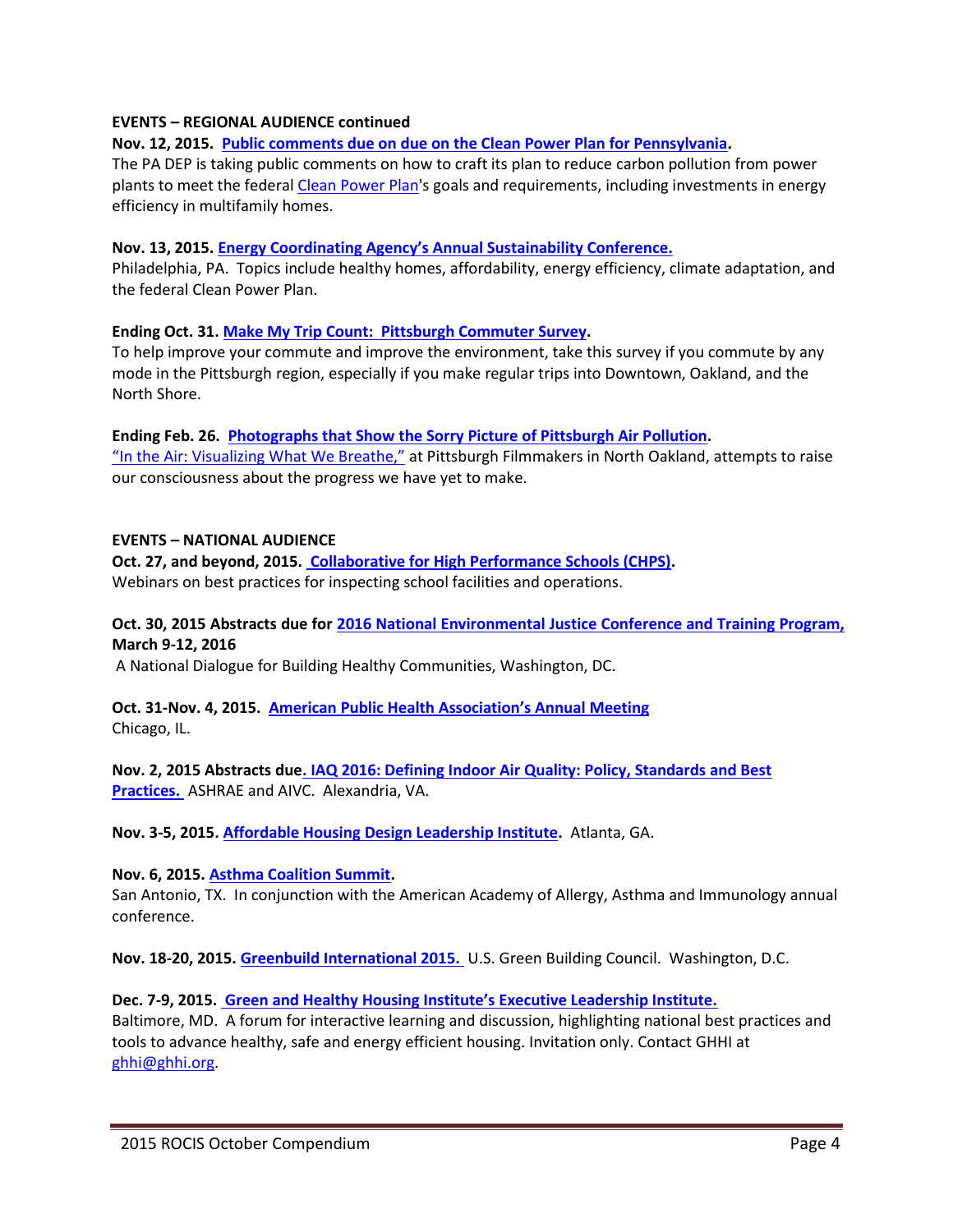**EVENTS – REGIONAL AUDIENCE continued**

**Nov. 12, 2015. Public comments due on due on the Clean Power Plan for Pennsylvania.**
The PA DEP is taking public comments on how to craft its plan to reduce carbon pollution from power plants to meet the federal Clean Power Plan's goals and requirements, including investments in energy efficiency in multifamily homes.

**Nov. 13, 2015. Energy Coordinating Agency's Annual Sustainability Conference.**
Philadelphia, PA. Topics include healthy homes, affordability, energy efficiency, climate adaptation, and the federal Clean Power Plan.

**Ending Oct. 31. Make My Trip Count: Pittsburgh Commuter Survey.**
To help improve your commute and improve the environment, take this survey if you commute by any mode in the Pittsburgh region, especially if you make regular trips into Downtown, Oakland, and the North Shore.

**Ending Feb. 26. Photographs that Show the Sorry Picture of Pittsburgh Air Pollution.**
"In the Air: Visualizing What We Breathe," at Pittsburgh Filmmakers in North Oakland, attempts to raise our consciousness about the progress we have yet to make.

**EVENTS – NATIONAL AUDIENCE**

**Oct. 27, and beyond, 2015. Collaborative for High Performance Schools (CHPS).**
Webinars on best practices for inspecting school facilities and operations.

**Oct. 30, 2015 Abstracts due for 2016 National Environmental Justice Conference and Training Program, March 9-12, 2016**
A National Dialogue for Building Healthy Communities, Washington, DC.

**Oct. 31-Nov. 4, 2015. American Public Health Association's Annual Meeting**
Chicago, IL.

**Nov. 2, 2015 Abstracts due. IAQ 2016: Defining Indoor Air Quality: Policy, Standards and Best Practices.** ASHRAE and AIVC. Alexandria, VA.

**Nov. 3-5, 2015. Affordable Housing Design Leadership Institute.** Atlanta, GA.

**Nov. 6, 2015. Asthma Coalition Summit.**
San Antonio, TX. In conjunction with the American Academy of Allergy, Asthma and Immunology annual conference.

**Nov. 18-20, 2015. Greenbuild International 2015.** U.S. Green Building Council. Washington, D.C.

**Dec. 7-9, 2015. Green and Healthy Housing Institute's Executive Leadership Institute.**
Baltimore, MD. A forum for interactive learning and discussion, highlighting national best practices and tools to advance healthy, safe and energy efficient housing. Invitation only. Contact GHHI at ghhi@ghhi.org.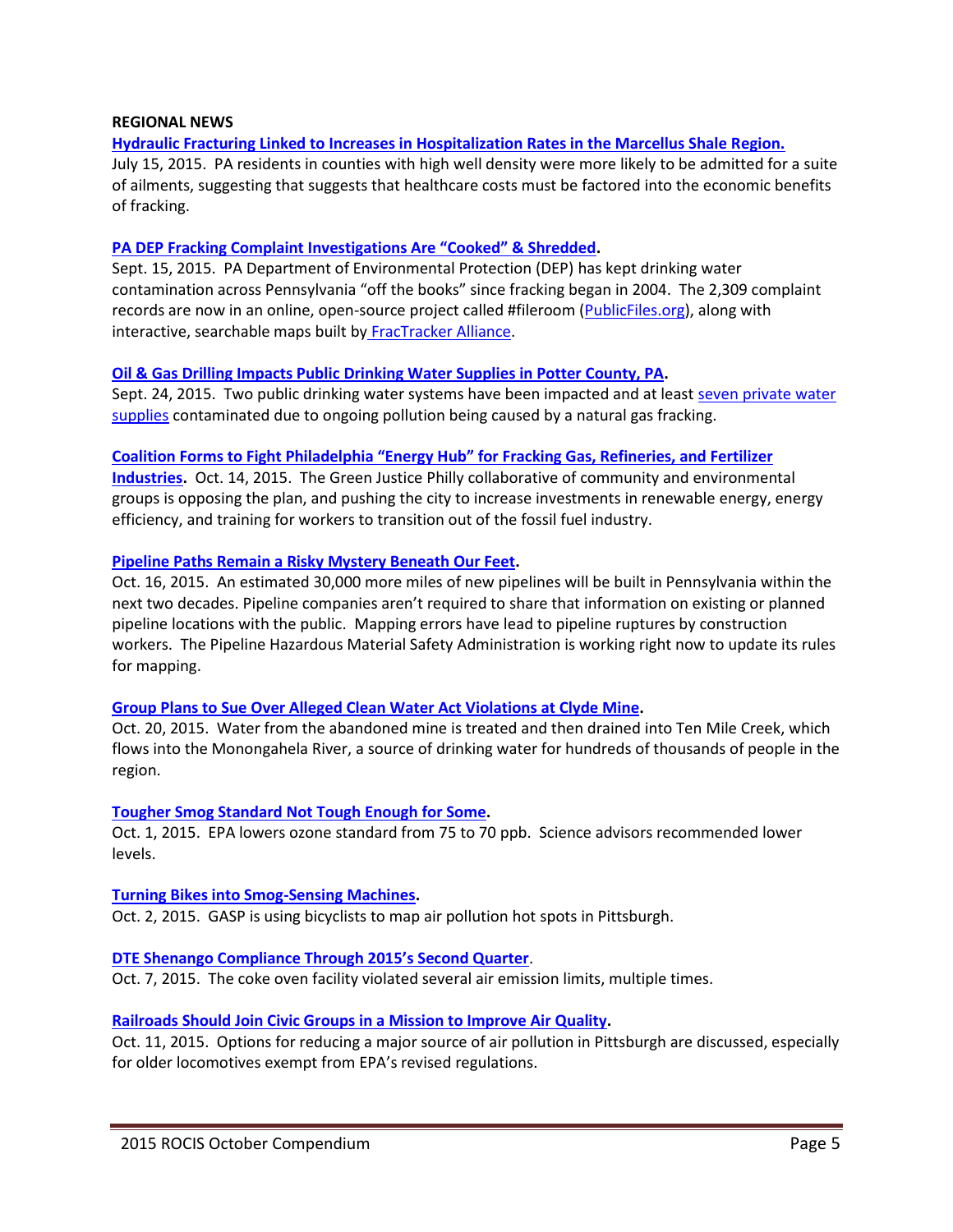**REGIONAL NEWS**

**Hydraulic Fracturing Linked to Increases in Hospitalization Rates in the Marcellus Shale Region.**
July 15, 2015. PA residents in counties with high well density were more likely to be admitted for a suite of ailments, suggesting that suggests that healthcare costs must be factored into the economic benefits of fracking.

**PA DEP Fracking Complaint Investigations Are "Cooked" & Shredded.**
Sept. 15, 2015. PA Department of Environmental Protection (DEP) has kept drinking water contamination across Pennsylvania "off the books" since fracking began in 2004. The 2,309 complaint records are now in an online, open-source project called #fileroom (PublicFiles.org), along with interactive, searchable maps built by FracTracker Alliance.

**Oil & Gas Drilling Impacts Public Drinking Water Supplies in Potter County, PA.**
Sept. 24, 2015. Two public drinking water systems have been impacted and at least seven private water supplies contaminated due to ongoing pollution being caused by a natural gas fracking.

**Coalition Forms to Fight Philadelphia "Energy Hub" for Fracking Gas, Refineries, and Fertilizer Industries.** Oct. 14, 2015. The Green Justice Philly collaborative of community and environmental groups is opposing the plan, and pushing the city to increase investments in renewable energy, energy efficiency, and training for workers to transition out of the fossil fuel industry.

**Pipeline Paths Remain a Risky Mystery Beneath Our Feet.**
Oct. 16, 2015. An estimated 30,000 more miles of new pipelines will be built in Pennsylvania within the next two decades. Pipeline companies aren't required to share that information on existing or planned pipeline locations with the public. Mapping errors have lead to pipeline ruptures by construction workers. The Pipeline Hazardous Material Safety Administration is working right now to update its rules for mapping.

**Group Plans to Sue Over Alleged Clean Water Act Violations at Clyde Mine.**
Oct. 20, 2015. Water from the abandoned mine is treated and then drained into Ten Mile Creek, which flows into the Monongahela River, a source of drinking water for hundreds of thousands of people in the region.

**Tougher Smog Standard Not Tough Enough for Some.**
Oct. 1, 2015. EPA lowers ozone standard from 75 to 70 ppb. Science advisors recommended lower levels.

**Turning Bikes into Smog-Sensing Machines.**
Oct. 2, 2015. GASP is using bicyclists to map air pollution hot spots in Pittsburgh.

**DTE Shenango Compliance Through 2015's Second Quarter.**
Oct. 7, 2015. The coke oven facility violated several air emission limits, multiple times.

**Railroads Should Join Civic Groups in a Mission to Improve Air Quality.**
Oct. 11, 2015. Options for reducing a major source of air pollution in Pittsburgh are discussed, especially for older locomotives exempt from EPA's revised regulations.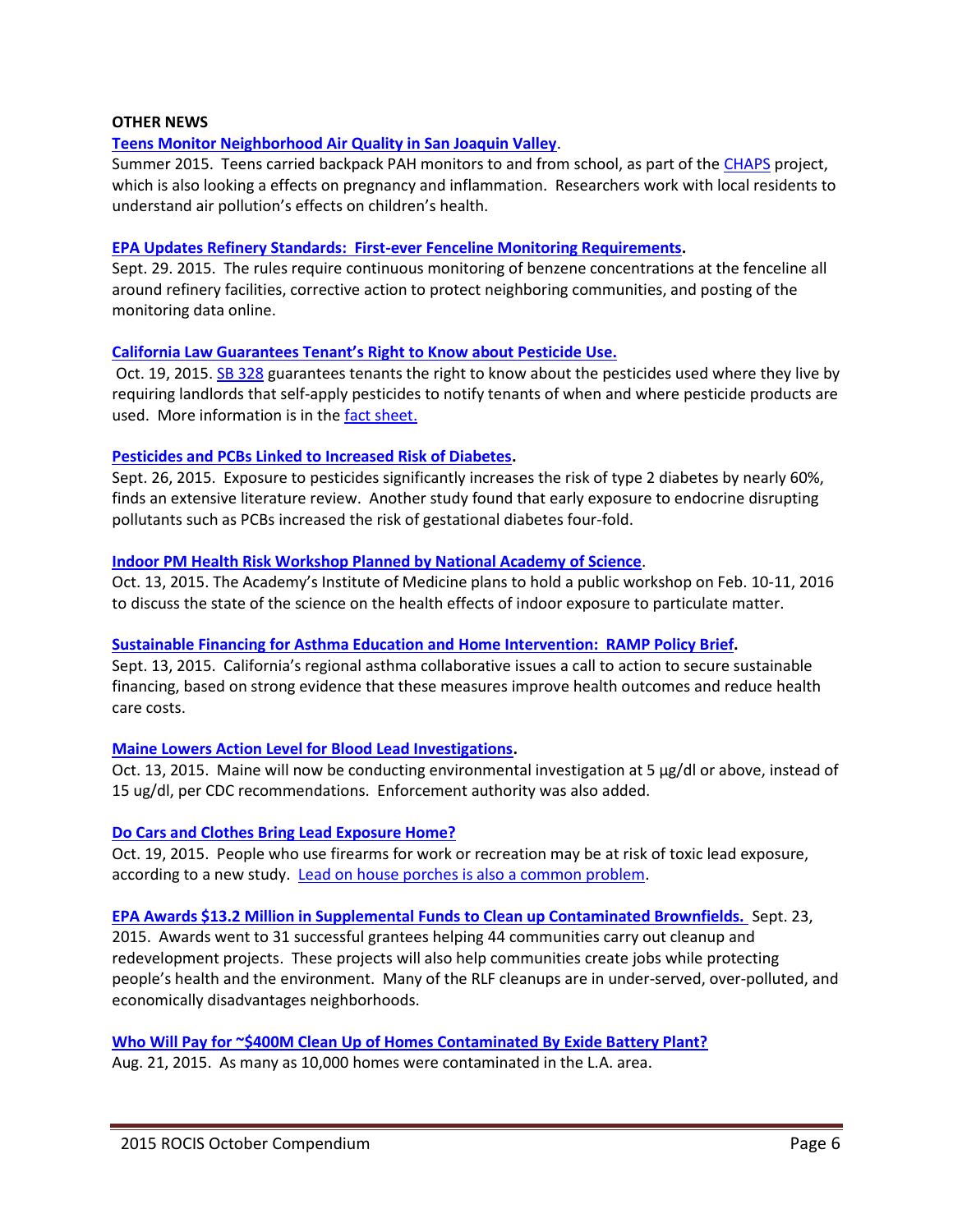**OTHER NEWS**

**Teens Monitor Neighborhood Air Quality in San Joaquin Valley**.

Summer 2015. Teens carried backpack PAH monitors to and from school, as part of the CHAPS project, which is also looking a effects on pregnancy and inflammation. Researchers work with local residents to understand air pollution's effects on children's health.

**EPA Updates Refinery Standards: First-ever Fenceline Monitoring Requirements.**

Sept. 29. 2015. The rules require continuous monitoring of benzene concentrations at the fenceline all around refinery facilities, corrective action to protect neighboring communities, and posting of the monitoring data online.

**California Law Guarantees Tenant's Right to Know about Pesticide Use.**

Oct. 19, 2015. SB 328 guarantees tenants the right to know about the pesticides used where they live by requiring landlords that self-apply pesticides to notify tenants of when and where pesticide products are used. More information is in the fact sheet.

**Pesticides and PCBs Linked to Increased Risk of Diabetes.**

Sept. 26, 2015. Exposure to pesticides significantly increases the risk of type 2 diabetes by nearly 60%, finds an extensive literature review. Another study found that early exposure to endocrine disrupting pollutants such as PCBs increased the risk of gestational diabetes four-fold.

**Indoor PM Health Risk Workshop Planned by National Academy of Science**.

Oct. 13, 2015. The Academy's Institute of Medicine plans to hold a public workshop on Feb. 10-11, 2016 to discuss the state of the science on the health effects of indoor exposure to particulate matter.

**Sustainable Financing for Asthma Education and Home Intervention: RAMP Policy Brief.**

Sept. 13, 2015. California's regional asthma collaborative issues a call to action to secure sustainable financing, based on strong evidence that these measures improve health outcomes and reduce health care costs.

**Maine Lowers Action Level for Blood Lead Investigations.**

Oct. 13, 2015. Maine will now be conducting environmental investigation at 5 µg/dl or above, instead of 15 ug/dl, per CDC recommendations. Enforcement authority was also added.

**Do Cars and Clothes Bring Lead Exposure Home?**

Oct. 19, 2015. People who use firearms for work or recreation may be at risk of toxic lead exposure, according to a new study. Lead on house porches is also a common problem.

**EPA Awards $13.2 Million in Supplemental Funds to Clean up Contaminated Brownfields.** Sept. 23, 2015. Awards went to 31 successful grantees helping 44 communities carry out cleanup and redevelopment projects. These projects will also help communities create jobs while protecting people's health and the environment. Many of the RLF cleanups are in under-served, over-polluted, and economically disadvantages neighborhoods.

**Who Will Pay for ~$400M Clean Up of Homes Contaminated By Exide Battery Plant?**

Aug. 21, 2015. As many as 10,000 homes were contaminated in the L.A. area.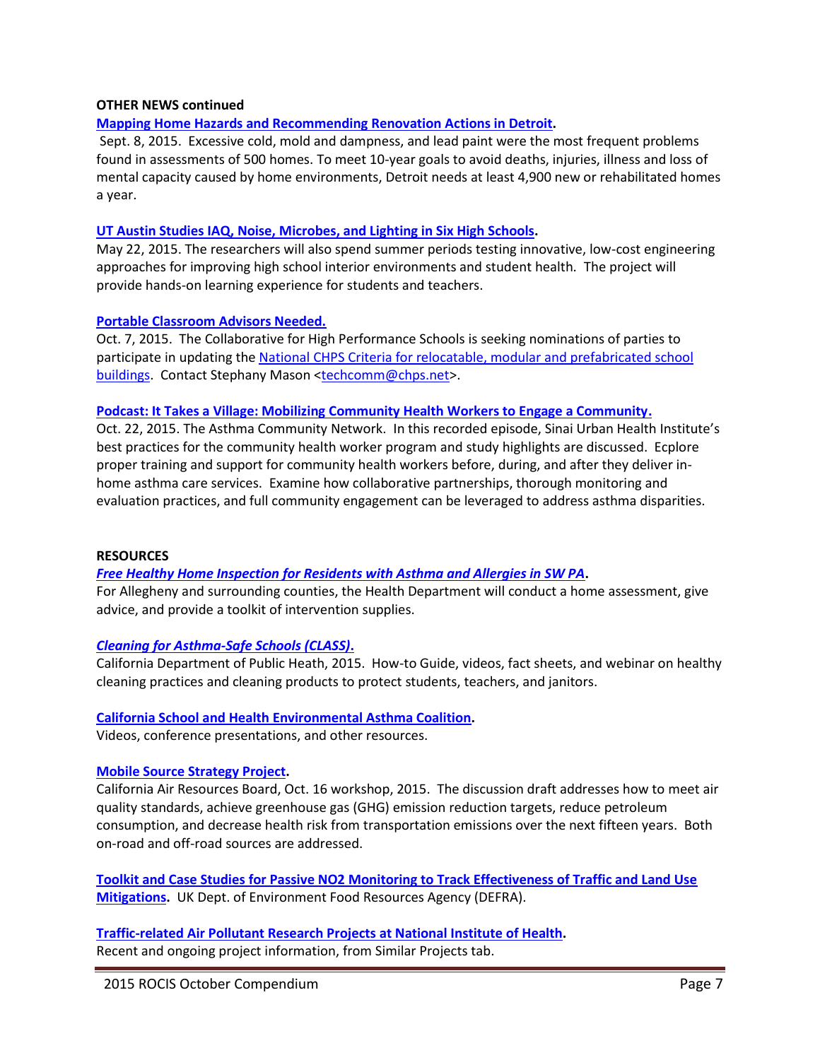**OTHER NEWS continued**

**[Mapping Home Hazards and Recommending Renovation Actions in Detroit](#).**

Sept. 8, 2015. Excessive cold, mold and dampness, and lead paint were the most frequent problems found in assessments of 500 homes. To meet 10-year goals to avoid deaths, injuries, illness and loss of mental capacity caused by home environments, Detroit needs at least 4,900 new or rehabilitated homes a year.

**[UT Austin Studies IAQ, Noise, Microbes, and Lighting in Six High Schools](#).**

May 22, 2015. The researchers will also spend summer periods testing innovative, low-cost engineering approaches for improving high school interior environments and student health. The project will provide hands-on learning experience for students and teachers.

**[Portable Classroom Advisors Needed.](#)**

Oct. 7, 2015. The Collaborative for High Performance Schools is seeking nominations of parties to participate in updating the [National CHPS Criteria for relocatable, modular and prefabricated school buildings](#). Contact Stephany Mason <techcomm@chps.net>.

**[Podcast: It Takes a Village: Mobilizing Community Health Workers to Engage a Community.](#)**

Oct. 22, 2015. The Asthma Community Network. In this recorded episode, Sinai Urban Health Institute's best practices for the community health worker program and study highlights are discussed. Ecplore proper training and support for community health workers before, during, and after they deliver in-home asthma care services. Examine how collaborative partnerships, thorough monitoring and evaluation practices, and full community engagement can be leveraged to address asthma disparities.

**RESOURCES**

***[Free Healthy Home Inspection for Residents with Asthma and Allergies in SW PA](#)*.**

For Allegheny and surrounding counties, the Health Department will conduct a home assessment, give advice, and provide a toolkit of intervention supplies.

***[Cleaning for Asthma-Safe Schools (CLASS).](#)***

California Department of Public Heath, 2015. How-to Guide, videos, fact sheets, and webinar on healthy cleaning practices and cleaning products to protect students, teachers, and janitors.

**[California School and Health Environmental Asthma Coalition](#).**

Videos, conference presentations, and other resources.

**[Mobile Source Strategy Project](#).**

California Air Resources Board, Oct. 16 workshop, 2015. The discussion draft addresses how to meet air quality standards, achieve greenhouse gas (GHG) emission reduction targets, reduce petroleum consumption, and decrease health risk from transportation emissions over the next fifteen years. Both on-road and off-road sources are addressed.

**[Toolkit and Case Studies for Passive NO2 Monitoring to Track Effectiveness of Traffic and Land Use Mitigations](#).** UK Dept. of Environment Food Resources Agency (DEFRA).

**[Traffic-related Air Pollutant Research Projects at National Institute of Health](#).**

Recent and ongoing project information, from Similar Projects tab.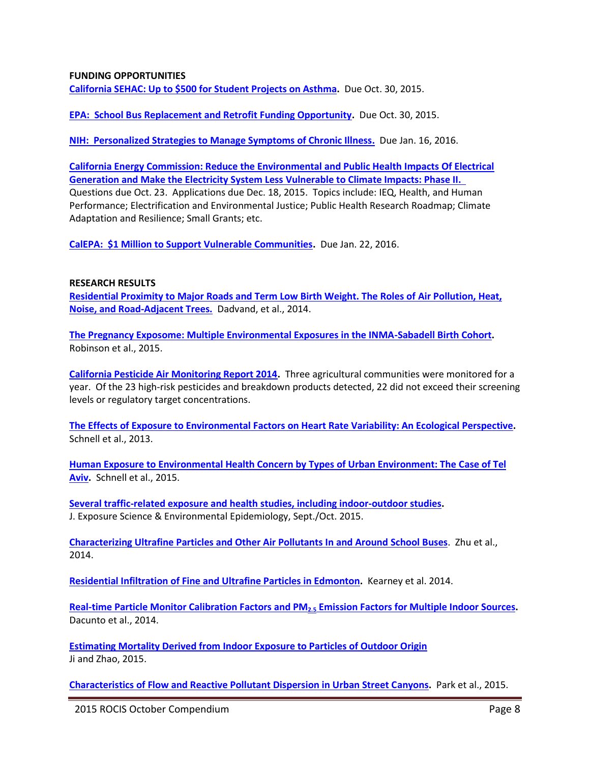**FUNDING OPPORTUNITIES**

**California SEHAC: Up to $500 for Student Projects on Asthma.** Due Oct. 30, 2015.

**EPA: School Bus Replacement and Retrofit Funding Opportunity.** Due Oct. 30, 2015.

**NIH: Personalized Strategies to Manage Symptoms of Chronic Illness.** Due Jan. 16, 2016.

**California Energy Commission: Reduce the Environmental and Public Health Impacts Of Electrical Generation and Make the Electricity System Less Vulnerable to Climate Impacts: Phase II.**
Questions due Oct. 23. Applications due Dec. 18, 2015. Topics include: IEQ, Health, and Human Performance; Electrification and Environmental Justice; Public Health Research Roadmap; Climate Adaptation and Resilience; Small Grants; etc.

**CalEPA: $1 Million to Support Vulnerable Communities.** Due Jan. 22, 2016.

**RESEARCH RESULTS**

**Residential Proximity to Major Roads and Term Low Birth Weight. The Roles of Air Pollution, Heat, Noise, and Road-Adjacent Trees.** Dadvand, et al., 2014.

**The Pregnancy Exposome: Multiple Environmental Exposures in the INMA-Sabadell Birth Cohort.** Robinson et al., 2015.

**California Pesticide Air Monitoring Report 2014.** Three agricultural communities were monitored for a year. Of the 23 high-risk pesticides and breakdown products detected, 22 did not exceed their screening levels or regulatory target concentrations.

**The Effects of Exposure to Environmental Factors on Heart Rate Variability: An Ecological Perspective.** Schnell et al., 2013.

**Human Exposure to Environmental Health Concern by Types of Urban Environment: The Case of Tel Aviv.** Schnell et al., 2015.

**Several traffic-related exposure and health studies, including indoor-outdoor studies.**
J. Exposure Science & Environmental Epidemiology, Sept./Oct. 2015.

**Characterizing Ultrafine Particles and Other Air Pollutants In and Around School Buses**. Zhu et al., 2014.

**Residential Infiltration of Fine and Ultrafine Particles in Edmonton.** Kearney et al. 2014.

**Real-time Particle Monitor Calibration Factors and $PM_{2.5}$ Emission Factors for Multiple Indoor Sources.** Dacunto et al., 2014.

**Estimating Mortality Derived from Indoor Exposure to Particles of Outdoor Origin**
Ji and Zhao, 2015.

**Characteristics of Flow and Reactive Pollutant Dispersion in Urban Street Canyons.** Park et al., 2015.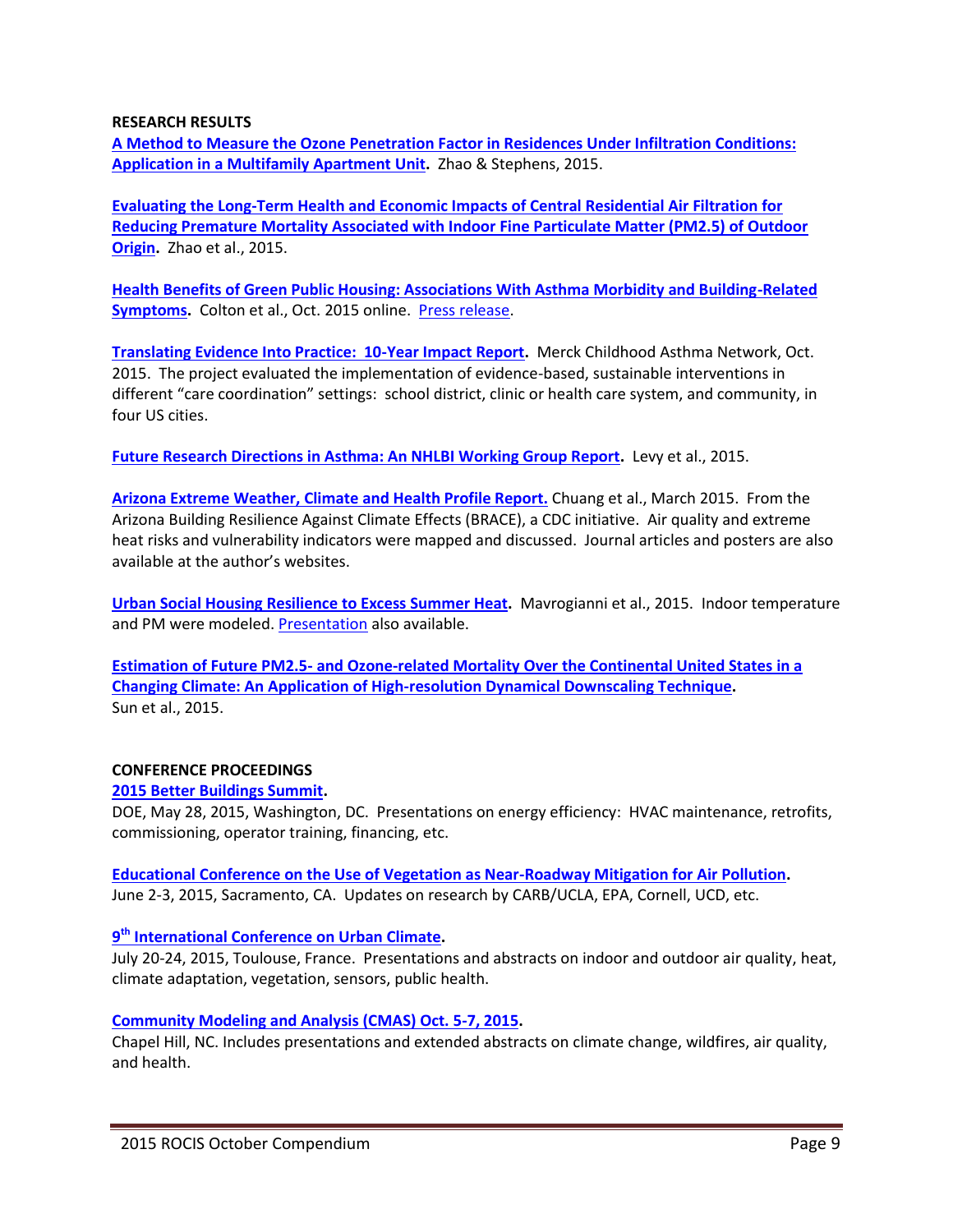**RESEARCH RESULTS**

**A Method to Measure the Ozone Penetration Factor in Residences Under Infiltration Conditions: Application in a Multifamily Apartment Unit.** Zhao & Stephens, 2015.

**Evaluating the Long-Term Health and Economic Impacts of Central Residential Air Filtration for Reducing Premature Mortality Associated with Indoor Fine Particulate Matter (PM2.5) of Outdoor Origin.** Zhao et al., 2015.

**Health Benefits of Green Public Housing: Associations With Asthma Morbidity and Building-Related Symptoms.** Colton et al., Oct. 2015 online. Press release.

**Translating Evidence Into Practice: 10-Year Impact Report.** Merck Childhood Asthma Network, Oct. 2015. The project evaluated the implementation of evidence-based, sustainable interventions in different "care coordination" settings: school district, clinic or health care system, and community, in four US cities.

**Future Research Directions in Asthma: An NHLBI Working Group Report.** Levy et al., 2015.

**Arizona Extreme Weather, Climate and Health Profile Report.** Chuang et al., March 2015. From the Arizona Building Resilience Against Climate Effects (BRACE), a CDC initiative. Air quality and extreme heat risks and vulnerability indicators were mapped and discussed. Journal articles and posters are also available at the author's websites.

**Urban Social Housing Resilience to Excess Summer Heat.** Mavrogianni et al., 2015. Indoor temperature and PM were modeled. Presentation also available.

**Estimation of Future PM2.5- and Ozone-related Mortality Over the Continental United States in a Changing Climate: An Application of High-resolution Dynamical Downscaling Technique.** Sun et al., 2015.

**CONFERENCE PROCEEDINGS**

**2015 Better Buildings Summit.**
DOE, May 28, 2015, Washington, DC. Presentations on energy efficiency: HVAC maintenance, retrofits, commissioning, operator training, financing, etc.

**Educational Conference on the Use of Vegetation as Near-Roadway Mitigation for Air Pollution.**
June 2-3, 2015, Sacramento, CA. Updates on research by CARB/UCLA, EPA, Cornell, UCD, etc.

**9th International Conference on Urban Climate.**
July 20-24, 2015, Toulouse, France. Presentations and abstracts on indoor and outdoor air quality, heat, climate adaptation, vegetation, sensors, public health.

**Community Modeling and Analysis (CMAS) Oct. 5-7, 2015.**
Chapel Hill, NC. Includes presentations and extended abstracts on climate change, wildfires, air quality, and health.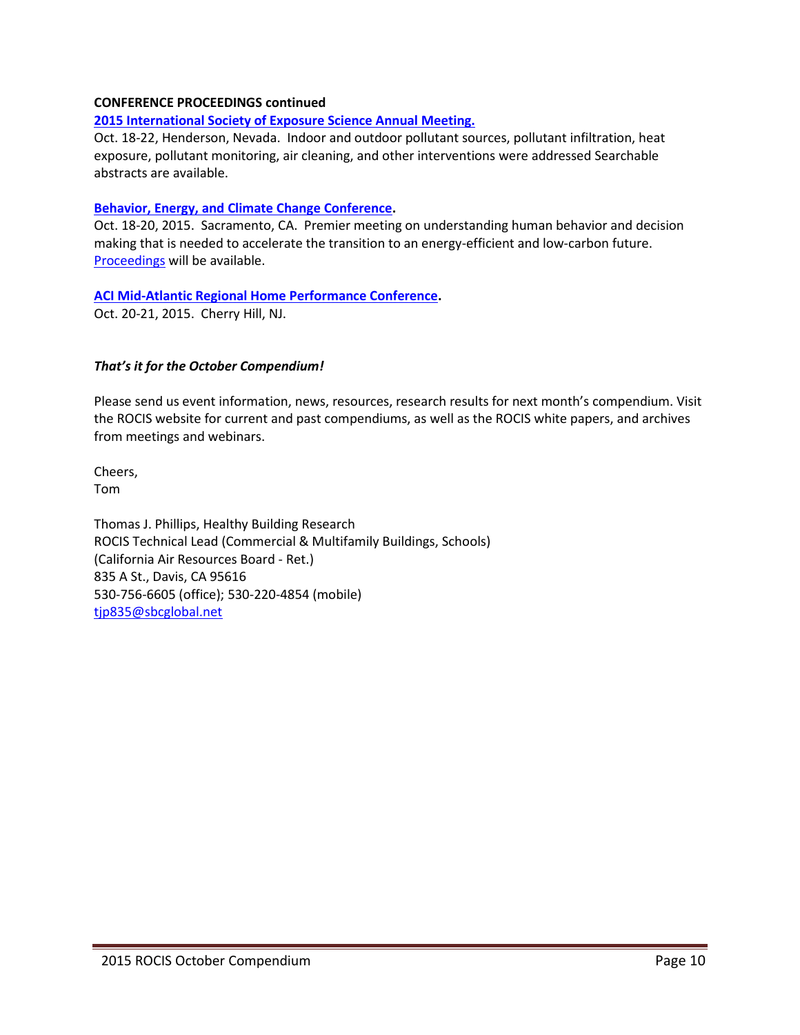**CONFERENCE PROCEEDINGS continued**

**2015 International Society of Exposure Science Annual Meeting.**

Oct. 18-22, Henderson, Nevada. Indoor and outdoor pollutant sources, pollutant infiltration, heat exposure, pollutant monitoring, air cleaning, and other interventions were addressed Searchable abstracts are available.

**Behavior, Energy, and Climate Change Conference.**

Oct. 18-20, 2015. Sacramento, CA. Premier meeting on understanding human behavior and decision making that is needed to accelerate the transition to an energy-efficient and low-carbon future. Proceedings will be available.

**ACI Mid-Atlantic Regional Home Performance Conference.**

Oct. 20-21, 2015. Cherry Hill, NJ.

***That's it for the October Compendium!***

Please send us event information, news, resources, research results for next month's compendium. Visit the ROCIS website for current and past compendiums, as well as the ROCIS white papers, and archives from meetings and webinars.

Cheers,
Tom

Thomas J. Phillips, Healthy Building Research
ROCIS Technical Lead (Commercial & Multifamily Buildings, Schools)
(California Air Resources Board - Ret.)
835 A St., Davis, CA 95616
530-756-6605 (office); 530-220-4854 (mobile)
tjp835@sbcglobal.net